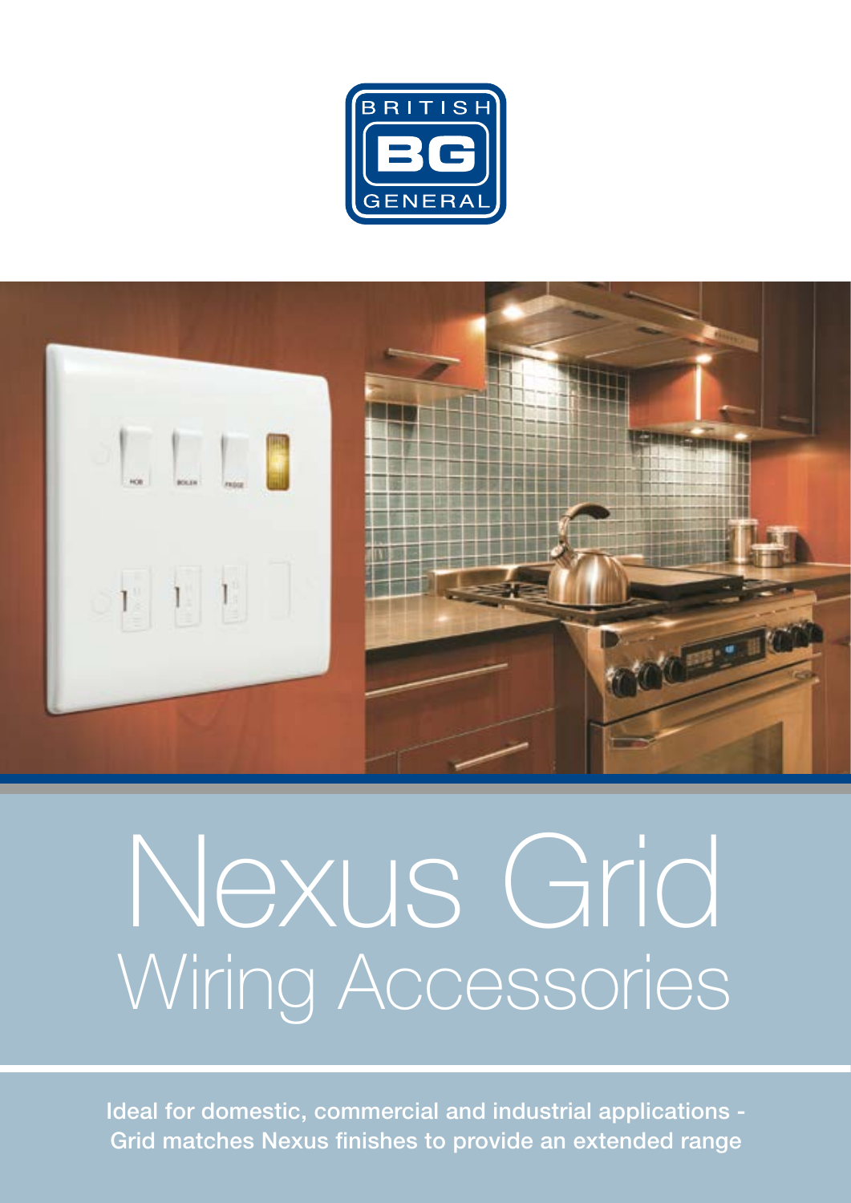BRITISH BG GENERAL

# Nexus Grid
## Wiring Accessories

**Ideal for domestic, commercial and industrial applications - Grid matches Nexus finishes to provide an extended range**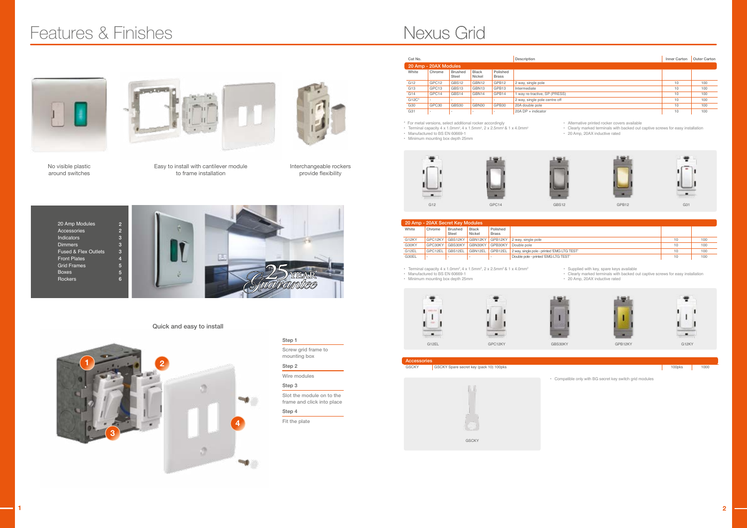# Features & Finishes

No visible plastic around switches

Easy to install with cantilever module to frame installation

Interchangeable rockers provide flexibility

| | |
|---|---|
| 20 Amp Modules | 2 |
| Accessories | 2 |
| Indicators | 3 |
| Dimmers | 3 |
| Fused & Flex Outlets | 3 |
| Front Plates | 4 |
| Grid Frames | 5 |
| Boxes | 5 |
| Rockers | 6 |

25 YEAR Guarantee

## Quick and easy to install

**Step 1**

Screw grid frame to mounting box

**Step 2**

Wire modules

**Step 3**

Slot the module on to the frame and click into place

**Step 4**

Fit the plate

# Nexus Grid

| Cat No. | | | | | Description | Inner Carton | Outer Carton |
|---|---|---|---|---|---|---|---|
| **20 Amp - 20AX Modules** | | | | | | | |
| White | Chrome | Brushed Steel | Black Nickel | Polished Brass | | | |
| G12 | GPC12 | GBS12 | GBN12 | GPB12 | 2 way, single pole | 10 | 100 |
| G13 | GPC13 | GBS13 | GBN13 | GPB13 | Intermediate | 10 | 100 |
| G14 | GPC14 | GBS14 | GBN14 | GPB14 | 1 way re-tractive, SP (PRESS) | 10 | 100 |
| G12C* | - | - | - | - | 2 way, single pole centre off | 10 | 100 |
| G30 | GPC30 | GBS30 | GBN30 | GPB30 | 20A double pole | 10 | 100 |
| G31 | - | - | - | - | 20A DP + indicator | 10 | 100 |

- * For metal versions, select additional rocker accordingly
- Terminal capacity 4 x 1.0mm², 4 x 1.5mm², 2 x 2.5mm² & 1 x 4.0mm²
- Manufactured to BS EN 60669-1
- Minimum mounting box depth 25mm
- Alternative printed rocker covers available
- Clearly marked terminals with backed out captive screws for easy installation
- 20 Amp, 20AX inductive rated

G12 GPC14 GBS12 GPB12 G31

| White | Chrome | Brushed Steel | Black Nickel | Polished Brass | Description | Inner Carton | Outer Carton |
|---|---|---|---|---|---|---|---|
| **20 Amp - 20AX Secret Key Modules** | | | | | | | |
| G12KY | GPC12KY | GBS12KY | GBN12KY | GPB12KY | 2 way, single pole | 10 | 100 |
| G30KY | GPC30KY | GBS30KY | GBN30KY | GPB30KY | Double pole | 10 | 100 |
| G12EL | GPC12EL | GBS12EL | GBN12EL | GPB12EL | 2 way, single pole - printed 'EMG LTG TEST' | 10 | 100 |
| G30EL | - | - | - | - | Double pole - printed 'EMG LTG TEST' | 10 | 100 |

- Terminal capacity 4 x 1.0mm², 4 x 1.5mm², 2 x 2.5mm² & 1 x 4.0mm²
- Manufactured to BS EN 60669-1
- Minimum mounting box depth 25mm
- Supplied with key, spare keys available
- Clearly marked terminals with backed out captive screws for easy installation
- 20 Amp, 20AX inductive rated

G12EL GPC12KY GBS30KY GPB12KY G12KY

| Accessories | | | |
|---|---|---|---|
| GSCKY | GSCKY Spare secret key (pack 10) 100pks | 100pks | 1000 |

- Compatible only with BG secret key switch grid modules

GSCKY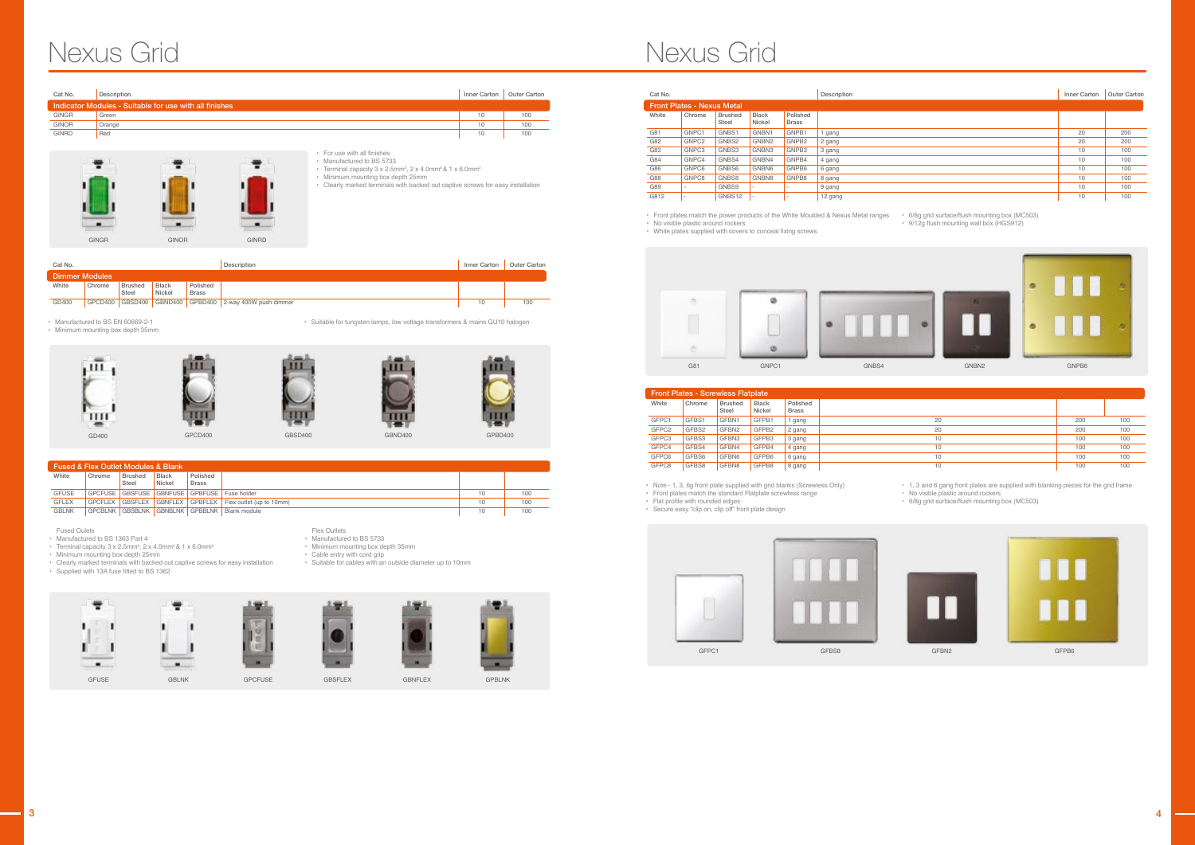# Nexus Grid

| Cat No. | Description | Inner Carton | Outer Carton |
|---|---|---|---|
| **Indicator Modules - Suitable for use with all finishes** | | | |
| GINGR | Green | 10 | 100 |
| GINOR | Orange | 10 | 100 |
| GINRD | Red | 10 | 100 |

GINGR GINOR GINRD

- For use with all finishes
- Manufactured to BS 5733
- Terminal capacity 3 x 2.5mm², 2 x 4.0mm² & 1 x 6.0mm²
- Minimum mounting box depth 25mm
- Clearly marked terminals with backed out captive screws for easy installation

| Cat No. | | | | | Description | Inner Carton | Outer Carton |
|---|---|---|---|---|---|---|---|
| **Dimmer Modules** | | | | | | | |
| White | Chrome | Brushed Steel | Black Nickel | Polished Brass | | | |
| GD400 | GPCD400 | GBSD400 | GBND400 | GPBD400 | 2-way 400W push dimmer | 10 | 100 |

- Manufactured to BS EN 60669-2-1
- Minimum mounting box depth 35mm
- Suitable for tungsten lamps, low voltage transformers & mains GU10 halogen

GD400 GPCD400 GBSD400 GBND400 GPBD400

| Cat No. | | | | | Description | Inner Carton | Outer Carton |
|---|---|---|---|---|---|---|---|
| **Fused & Flex Outlet Modules & Blank** | | | | | | | |
| White | Chrome | Brushed Steel | Black Nickel | Polished Brass | | | |
| GFUSE | GPCFUSE | GBSFUSE | GBNFUSE | GPBFUSE | Fuse holder | 10 | 100 |
| GFLEX | GPCFLEX | GBSFLEX | GBNFLEX | GPBFLEX | Flex outlet (up to 10mm) | 10 | 100 |
| GBLNK | GPCBLNK | GBSBLNK | GBNBLNK | GPBBLNK | Blank module | 10 | 100 |

Fused Oulets
- Manufactured to BS 1363 Part 4
- Terminal capacity 3 x 2.5mm², 2 x 4.0mm² & 1 x 6.0mm²
- Minimum mounting box depth 25mm
- Clearly marked terminals with backed out captive screws for easy installation
- Supplied with 13A fuse fitted to BS 1362

Flex Outlets
- Manufactured to BS 5733
- Minimum mounting box depth 35mm
- Cable entry with cord grip
- Suitable for cables with an outside diameter up to 10mm

GFUSE GBLNK GPCFUSE GBSFLEX GBNFLEX GPBLNK

# Nexus Grid

| Cat No. | | | | | Description | Inner Carton | Outer Carton |
|---|---|---|---|---|---|---|---|
| **Front Plates - Nexus Metal** | | | | | | | |
| White | Chrome | Brushed Steel | Black Nickel | Polished Brass | | | |
| G81 | GNPC1 | GNBS1 | GNBN1 | GNPB1 | 1 gang | 20 | 200 |
| G82 | GNPC2 | GNBS2 | GNBN2 | GNPB2 | 2 gang | 20 | 200 |
| G83 | GNPC3 | GNBS3 | GNBN3 | GNPB3 | 3 gang | 10 | 100 |
| G84 | GNPC4 | GNBS4 | GNBN4 | GNPB4 | 4 gang | 10 | 100 |
| G86 | GNPC6 | GNBS6 | GNBN6 | GNPB6 | 6 gang | 10 | 100 |
| G88 | GNPC8 | GNBS8 | GNBN8 | GNPB8 | 8 gang | 10 | 100 |
| G89 | - | GNBS9 | - | - | 9 gang | 10 | 100 |
| G812 | - | GNBS12 | - | - | 12 gang | 10 | 100 |

- Front plates match the power products of the White Moulded & Nexus Metal ranges
- No visible plastic around rockers
- White plates supplied with covers to conceal fixing screws
- 6/8g grid surface/flush mounting box (MC503)
- 9/12g flush mounting wall box (HGS912)

G81 GNPC1 GNBS4 GNBN2 GNPB6

| White | Chrome | Brushed Steel | Black Nickel | Polished Brass | | | |
|---|---|---|---|---|---|---|---|
| **Front Plates - Screwless Flatplate** | | | | | | | |
| GFPC1 | GFBS1 | GFBN1 | GFPB1 | 1 gang | 20 | 200 | 100 |
| GFPC2 | GFBS2 | GFBN2 | GFPB2 | 2 gang | 20 | 200 | 100 |
| GFPC3 | GFBS3 | GFBN3 | GFPB3 | 3 gang | 10 | 100 | 100 |
| GFPC4 | GFBS4 | GFBN4 | GFPB4 | 4 gang | 10 | 100 | 100 |
| GFPC6 | GFBS6 | GFBN6 | GFPB6 | 6 gang | 10 | 100 | 100 |
| GFPC8 | GFBS8 | GFBN8 | GFPB8 | 8 gang | 10 | 100 | 100 |

- Note - 1, 3, 6g front plate supplied with grid blanks (Screwless Only)
- Front plates match the standard Flatplate screwless range
- Flat profile with rounded edges
- Secure easy "clip on, clip off" front plate design
- 1, 3 and 6 gang front plates are supplied with blanking pieces for the grid frame
- No visible plastic around rockers
- 6/8g grid surface/flush mounting box (MC503)

GFPC1 GFBS8 GFBN2 GFPB6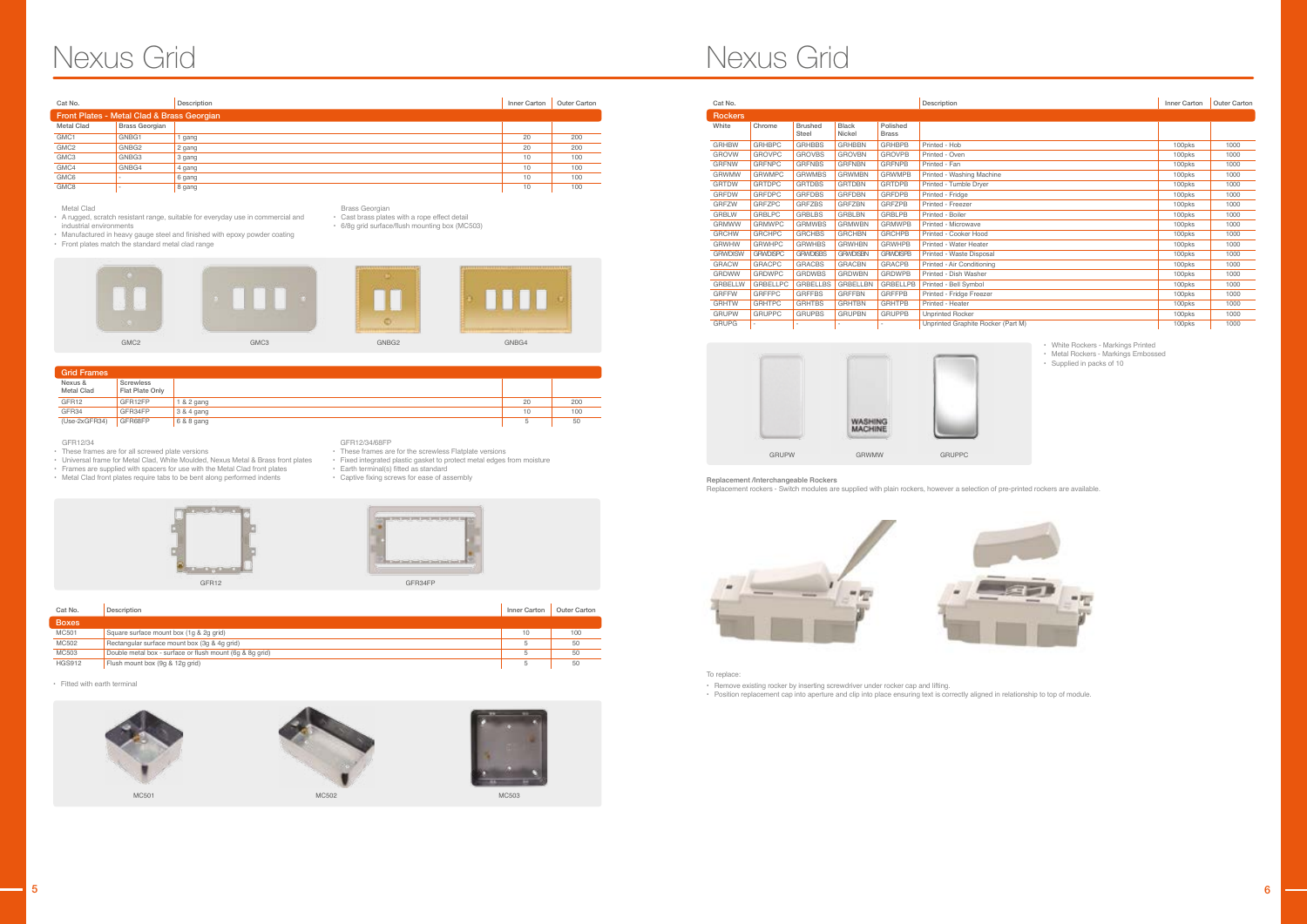# Nexus Grid

| Cat No. | | Description | Inner Carton | Outer Carton |
|---|---|---|---|---|
| **Front Plates - Metal Clad & Brass Georgian** | | | | |
| Metal Clad | Brass Georgian | | | |
| GMC1 | GNBG1 | 1 gang | 20 | 200 |
| GMC2 | GNBG2 | 2 gang | 20 | 200 |
| GMC3 | GNBG3 | 3 gang | 10 | 100 |
| GMC4 | GNBG4 | 4 gang | 10 | 100 |
| GMC6 | - | 6 gang | 10 | 100 |
| GMC8 | - | 8 gang | 10 | 100 |

Metal Clad

- A rugged, scratch resistant range, suitable for everyday use in commercial and industrial environments
- Manufactured in heavy gauge steel and finished with epoxy powder coating
- Front plates match the standard metal clad range

Brass Georgian

- Cast brass plates with a rope effect detail
- 6/8g grid surface/flush mounting box (MC503)

GMC2 GMC3 GNBG2 GNBG4

| Grid Frames | | | | |
|---|---|---|---|---|
| Nexus & Metal Clad | Screwless Flat Plate Only | | | |
| GFR12 | GFR12FP | 1 & 2 gang | 20 | 200 |
| GFR34 | GFR34FP | 3 & 4 gang | 10 | 100 |
| (Use-2xGFR34) | GFR68FP | 6 & 8 gang | 5 | 50 |

GFR12/34

- These frames are for all screwed plate versions
- Universal frame for Metal Clad, White Moulded, Nexus Metal & Brass front plates
- Frames are supplied with spacers for use with the Metal Clad front plates
- Metal Clad front plates require tabs to be bent along performed indents

GFR12/34/68FP

- These frames are for the screwless Flatplate versions
- Fixed integrated plastic gasket to protect metal edges from moisture
- Earth terminal(s) fitted as standard
- Captive fixing screws for ease of assembly

GFR12 GFR34FP

| Cat No. | Description | Inner Carton | Outer Carton |
|---|---|---|---|
| **Boxes** | | | |
| MC501 | Square surface mount box (1g & 2g grid) | 10 | 100 |
| MC502 | Rectangular surface mount box (3g & 4g grid) | 5 | 50 |
| MC503 | Double metal box - surface or flush mount (6g & 8g grid) | 5 | 50 |
| HGS912 | Flush mount box (9g & 12g grid) | 5 | 50 |

- Fitted with earth terminal

MC501 MC502 MC503

# Nexus Grid

| Cat No. | | | | | Description | Inner Carton | Outer Carton |
|---|---|---|---|---|---|---|---|
| **Rockers** | | | | | | | |
| White | Chrome | Brushed Steel | Black Nickel | Polished Brass | | | |
| GRHBW | GRHBPC | GRHBBS | GRHBBN | GRHBPB | Printed - Hob | 100pks | 1000 |
| GROVW | GROVPC | GROVBS | GROVBN | GROVPB | Printed - Oven | 100pks | 1000 |
| GRFNW | GRFNPC | GRFNBS | GRFNBN | GRFNPB | Printed - Fan | 100pks | 1000 |
| GRWMW | GRWMPC | GRWMBS | GRWMBN | GRWMPB | Printed - Washing Machine | 100pks | 1000 |
| GRTDW | GRTDPC | GRTDBS | GRTDBN | GRTDPB | Printed - Tumble Dryer | 100pks | 1000 |
| GRFDW | GRFDPC | GRFDBS | GRFDBN | GRFDPB | Printed - Fridge | 100pks | 1000 |
| GRFZW | GRFZPC | GRFZBS | GRFZBN | GRFZPB | Printed - Freezer | 100pks | 1000 |
| GRBLW | GRBLPC | GRBLBS | GRBLBN | GRBLPB | Printed - Boiler | 100pks | 1000 |
| GRMWW | GRMWPC | GRMWBS | GRMWBN | GRMWPB | Printed - Microwave | 100pks | 1000 |
| GRCHW | GRCHPC | GRCHBS | GRCHBN | GRCHPB | Printed - Cooker Hood | 100pks | 1000 |
| GRWHW | GRWHPC | GRWHBS | GRWHBN | GRWHPB | Printed - Water Heater | 100pks | 1000 |
| GRWDISW | GRWDISPC | GRWDISBS | GRWDISBN | GRWDISPB | Printed - Waste Disposal | 100pks | 1000 |
| GRACW | GRACPC | GRACBS | GRACBN | GRACPB | Printed - Air Conditioning | 100pks | 1000 |
| GRDWW | GRDWPC | GRDWBS | GRDWBN | GRDWPB | Printed - Dish Washer | 100pks | 1000 |
| GRBELLW | GRBELLPC | GRBELLBS | GRBELLBN | GRBELLPB | Printed - Bell Symbol | 100pks | 1000 |
| GRFFW | GRFFPC | GRFFBS | GRFFBN | GRFFPB | Printed - Fridge Freezer | 100pks | 1000 |
| GRHTW | GRHTPC | GRHTBS | GRHTBN | GRHTPB | Printed - Heater | 100pks | 1000 |
| GRUPW | GRUPPC | GRUPBS | GRUPBN | GRUPPB | Unprinted Rocker | 100pks | 1000 |
| GRUPG | - | - | - | - | Unprinted Graphite Rocker (Part M) | 100pks | 1000 |

GRUPW GRWMW GRUPPC

- White Rockers - Markings Printed
- Metal Rockers - Markings Embossed
- Supplied in packs of 10

**Replacement /Interchangeable Rockers**

Replacement rockers - Switch modules are supplied with plain rockers, however a selection of pre-printed rockers are available.

To replace:

- Remove existing rocker by inserting screwdriver under rocker cap and lifting.
- Position replacement cap into aperture and clip into place ensuring text is correctly aligned in relationship to top of module.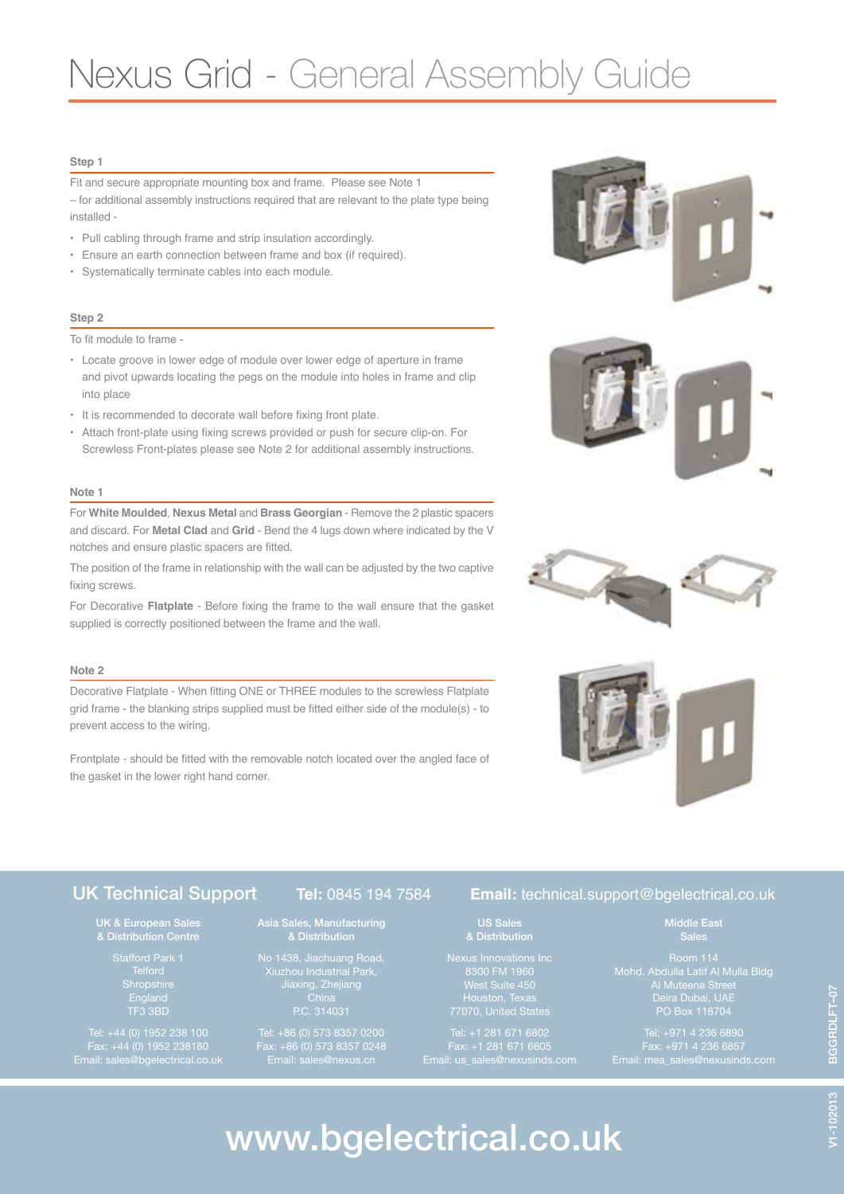# Nexus Grid - General Assembly Guide

### Step 1

Fit and secure appropriate mounting box and frame. Please see Note 1 – for additional assembly instructions required that are relevant to the plate type being installed -

- Pull cabling through frame and strip insulation accordingly.
- Ensure an earth connection between frame and box (if required).
- Systematically terminate cables into each module.

### Step 2

To fit module to frame -

- Locate groove in lower edge of module over lower edge of aperture in frame and pivot upwards locating the pegs on the module into holes in frame and clip into place
- It is recommended to decorate wall before fixing front plate.
- Attach front-plate using fixing screws provided or push for secure clip-on. For Screwless Front-plates please see Note 2 for additional assembly instructions.

### Note 1

For **White Moulded**, **Nexus Metal** and **Brass Georgian** - Remove the 2 plastic spacers and discard. For **Metal Clad** and **Grid** - Bend the 4 lugs down where indicated by the V notches and ensure plastic spacers are fitted.

The position of the frame in relationship with the wall can be adjusted by the two captive fixing screws.

For Decorative **Flatplate** - Before fixing the frame to the wall ensure that the gasket supplied is correctly positioned between the frame and the wall.

### Note 2

Decorative Flatplate - When fitting ONE or THREE modules to the screwless Flatplate grid frame - the blanking strips supplied must be fitted either side of the module(s) - to prevent access to the wiring.

Frontplate - should be fitted with the removable notch located over the angled face of the gasket in the lower right hand corner.

## UK Technical Support **Tel:** 0845 194 7584 **Email:** technical.support@bgelectrical.co.uk

**UK & European Sales & Distribution Centre**
Stafford Park 1
Telford
Shropshire
England
TF3 3BD
Tel: +44 (0) 1952 238 100
Fax: +44 (0) 1952 238180
Email: sales@bgelectrical.co.uk

**Asia Sales, Manufacturing & Distribution**
No 1438, Jiachuang Road,
Xiuzhou Industrial Park,
Jiaxing, Zhejiang
China
P.C. 314031
Tel: +86 (0) 573 8357 0200
Fax: +86 (0) 573 8357 0248
Email: sales@nexus.cn

**US Sales & Distribution**
Nexus Innovations Inc
8300 FM 1960
West Suite 450
Houston, Texas
77070, United States
Tel: +1 281 671 6802
Fax: +1 281 671 6605
Email: us_sales@nexusinds.com

**Middle East Sales**
Room 114
Mohd. Abdulla Latif Al Mulla Bldg
Al Muteena Street
Deira Dubai, UAE
PO Box 118704
Tel: +971 4 236 6890
Fax: +971 4 236 6857
Email: mea_sales@nexusinds.com

BGGRDLFT-07

V1-102013

## www.bgelectrical.co.uk